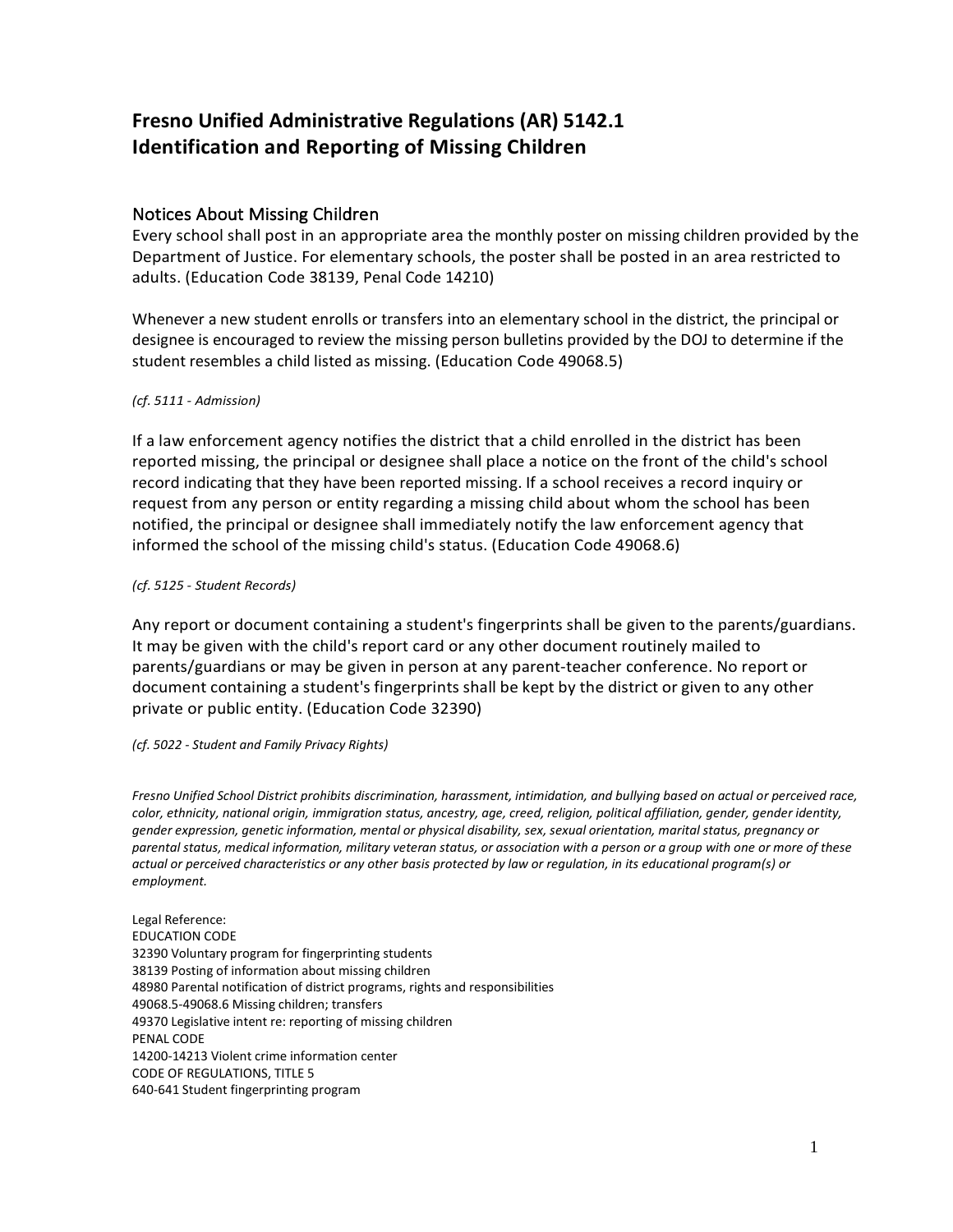# Fresno Unified Administrative Regulations (AR) 5142.1
# Identification and Reporting of Missing Children

## Notices About Missing Children

Every school shall post in an appropriate area the monthly poster on missing children provided by the Department of Justice. For elementary schools, the poster shall be posted in an area restricted to adults. (Education Code 38139, Penal Code 14210)

Whenever a new student enrolls or transfers into an elementary school in the district, the principal or designee is encouraged to review the missing person bulletins provided by the DOJ to determine if the student resembles a child listed as missing. (Education Code 49068.5)

*(cf. 5111 - Admission)*

If a law enforcement agency notifies the district that a child enrolled in the district has been reported missing, the principal or designee shall place a notice on the front of the child's school record indicating that they have been reported missing. If a school receives a record inquiry or request from any person or entity regarding a missing child about whom the school has been notified, the principal or designee shall immediately notify the law enforcement agency that informed the school of the missing child's status. (Education Code 49068.6)

*(cf. 5125 - Student Records)*

Any report or document containing a student's fingerprints shall be given to the parents/guardians. It may be given with the child's report card or any other document routinely mailed to parents/guardians or may be given in person at any parent-teacher conference. No report or document containing a student's fingerprints shall be kept by the district or given to any other private or public entity. (Education Code 32390)

*(cf. 5022 - Student and Family Privacy Rights)*

*Fresno Unified School District prohibits discrimination, harassment, intimidation, and bullying based on actual or perceived race, color, ethnicity, national origin, immigration status, ancestry, age, creed, religion, political affiliation, gender, gender identity, gender expression, genetic information, mental or physical disability, sex, sexual orientation, marital status, pregnancy or parental status, medical information, military veteran status, or association with a person or a group with one or more of these actual or perceived characteristics or any other basis protected by law or regulation, in its educational program(s) or employment.*

Legal Reference:
EDUCATION CODE
32390 Voluntary program for fingerprinting students
38139 Posting of information about missing children
48980 Parental notification of district programs, rights and responsibilities
49068.5-49068.6 Missing children; transfers
49370 Legislative intent re: reporting of missing children
PENAL CODE
14200-14213 Violent crime information center
CODE OF REGULATIONS, TITLE 5
640-641 Student fingerprinting program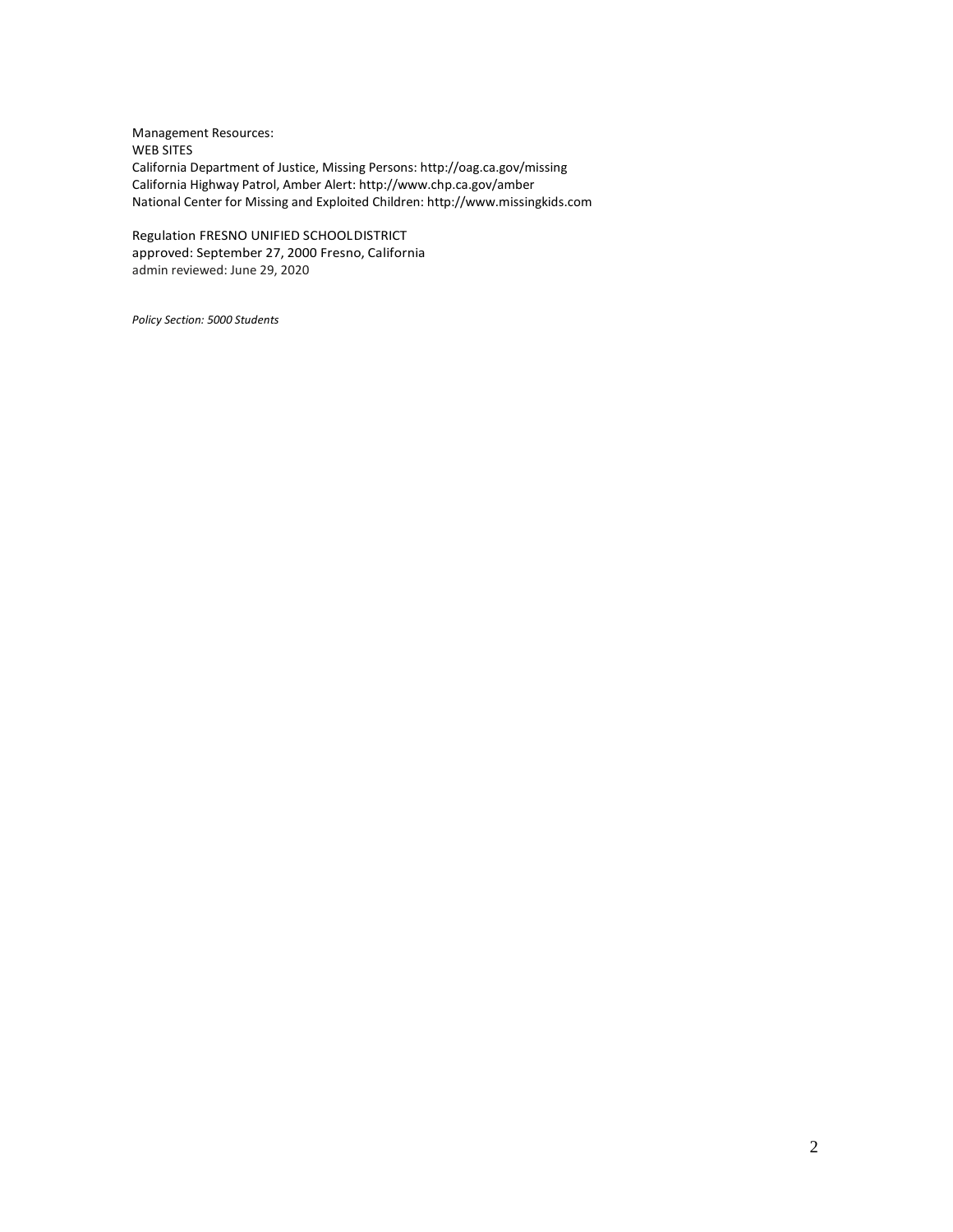Management Resources:
WEB SITES
California Department of Justice, Missing Persons: http://oag.ca.gov/missing
California Highway Patrol, Amber Alert: http://www.chp.ca.gov/amber
National Center for Missing and Exploited Children: http://www.missingkids.com

Regulation FRESNO UNIFIED SCHOOLDISTRICT
approved: September 27, 2000 Fresno, California
admin reviewed: June 29, 2020

*Policy Section: 5000 Students*